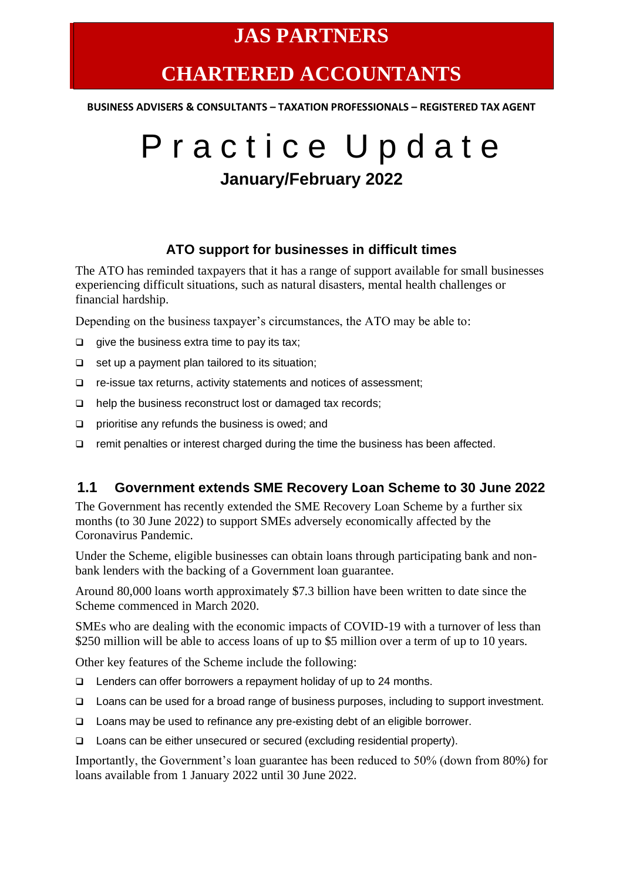# JAS PARTNERS

# CHARTERED ACCOUNTANTS

**BUSINESS ADVISERS & CONSULTANTS – TAXATION PROFESSIONALS – REGISTERED TAX AGENT**

# Practice Update

**January/February 2022**

## ATO support for businesses in difficult times

The ATO has reminded taxpayers that it has a range of support available for small businesses experiencing difficult situations, such as natural disasters, mental health challenges or financial hardship.

Depending on the business taxpayer's circumstances, the ATO may be able to:

- give the business extra time to pay its tax;
- set up a payment plan tailored to its situation;
- re-issue tax returns, activity statements and notices of assessment;
- help the business reconstruct lost or damaged tax records;
- prioritise any refunds the business is owed; and
- remit penalties or interest charged during the time the business has been affected.

## 1.1 Government extends SME Recovery Loan Scheme to 30 June 2022

The Government has recently extended the SME Recovery Loan Scheme by a further six months (to 30 June 2022) to support SMEs adversely economically affected by the Coronavirus Pandemic.

Under the Scheme, eligible businesses can obtain loans through participating bank and non-bank lenders with the backing of a Government loan guarantee.

Around 80,000 loans worth approximately $7.3 billion have been written to date since the Scheme commenced in March 2020.

SMEs who are dealing with the economic impacts of COVID-19 with a turnover of less than $250 million will be able to access loans of up to $5 million over a term of up to 10 years.

Other key features of the Scheme include the following:

- Lenders can offer borrowers a repayment holiday of up to 24 months.
- Loans can be used for a broad range of business purposes, including to support investment.
- Loans may be used to refinance any pre-existing debt of an eligible borrower.
- Loans can be either unsecured or secured (excluding residential property).

Importantly, the Government's loan guarantee has been reduced to 50% (down from 80%) for loans available from 1 January 2022 until 30 June 2022.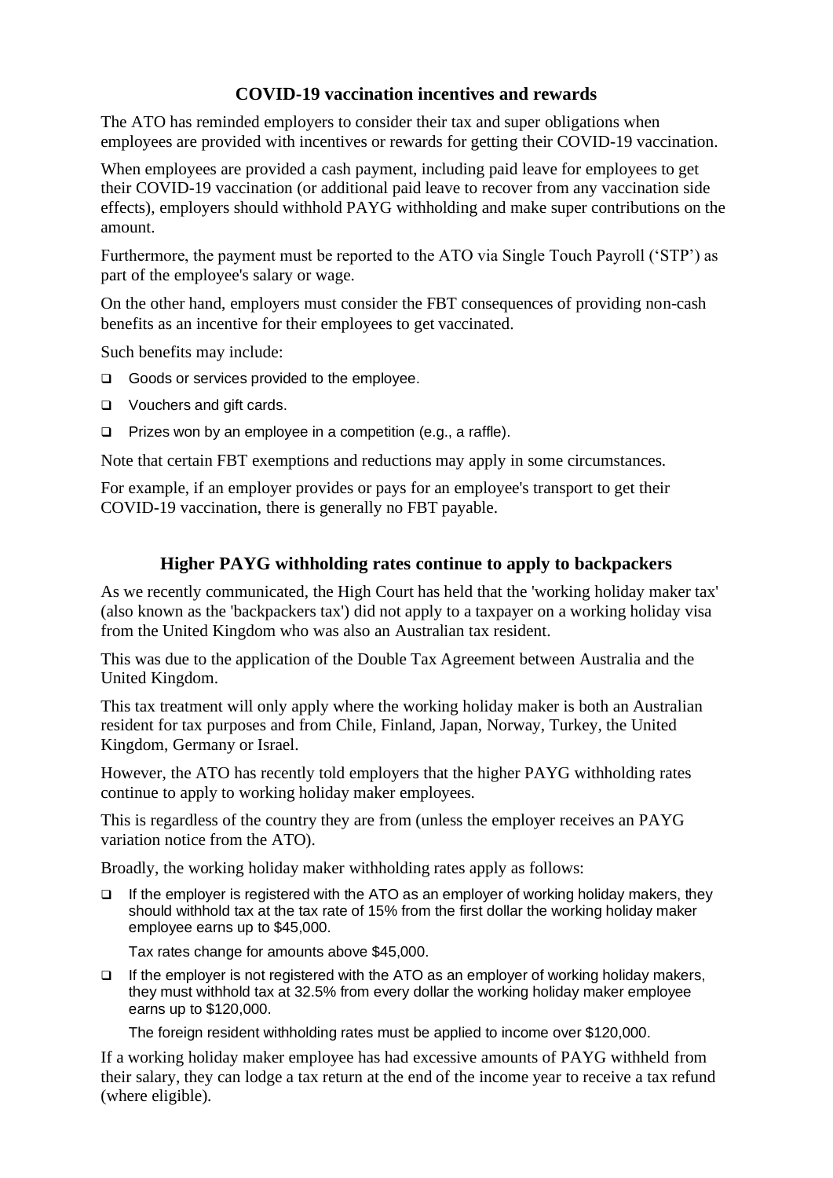## COVID-19 vaccination incentives and rewards

The ATO has reminded employers to consider their tax and super obligations when employees are provided with incentives or rewards for getting their COVID-19 vaccination.

When employees are provided a cash payment, including paid leave for employees to get their COVID-19 vaccination (or additional paid leave to recover from any vaccination side effects), employers should withhold PAYG withholding and make super contributions on the amount.

Furthermore, the payment must be reported to the ATO via Single Touch Payroll ('STP') as part of the employee's salary or wage.

On the other hand, employers must consider the FBT consequences of providing non-cash benefits as an incentive for their employees to get vaccinated.

Such benefits may include:

- Goods or services provided to the employee.
- Vouchers and gift cards.
- Prizes won by an employee in a competition (e.g., a raffle).

Note that certain FBT exemptions and reductions may apply in some circumstances.

For example, if an employer provides or pays for an employee's transport to get their COVID-19 vaccination, there is generally no FBT payable.

## Higher PAYG withholding rates continue to apply to backpackers

As we recently communicated, the High Court has held that the 'working holiday maker tax' (also known as the 'backpackers tax') did not apply to a taxpayer on a working holiday visa from the United Kingdom who was also an Australian tax resident.

This was due to the application of the Double Tax Agreement between Australia and the United Kingdom.

This tax treatment will only apply where the working holiday maker is both an Australian resident for tax purposes and from Chile, Finland, Japan, Norway, Turkey, the United Kingdom, Germany or Israel.

However, the ATO has recently told employers that the higher PAYG withholding rates continue to apply to working holiday maker employees.

This is regardless of the country they are from (unless the employer receives an PAYG variation notice from the ATO).

Broadly, the working holiday maker withholding rates apply as follows:

- If the employer is registered with the ATO as an employer of working holiday makers, they should withhold tax at the tax rate of 15% from the first dollar the working holiday maker employee earns up to $45,000.

  Tax rates change for amounts above $45,000.

- If the employer is not registered with the ATO as an employer of working holiday makers, they must withhold tax at 32.5% from every dollar the working holiday maker employee earns up to $120,000.

  The foreign resident withholding rates must be applied to income over $120,000.

If a working holiday maker employee has had excessive amounts of PAYG withheld from their salary, they can lodge a tax return at the end of the income year to receive a tax refund (where eligible).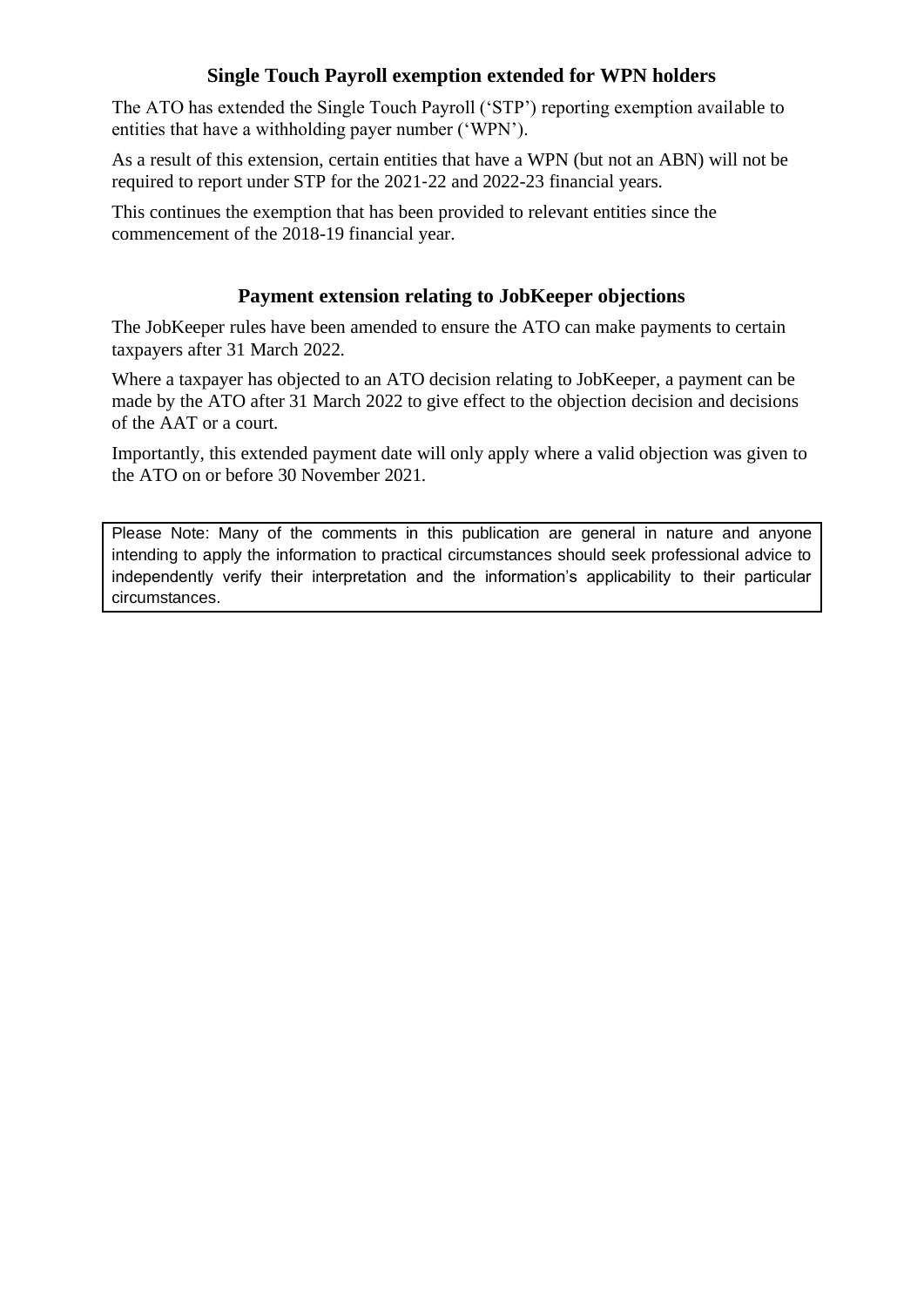## Single Touch Payroll exemption extended for WPN holders

The ATO has extended the Single Touch Payroll ('STP') reporting exemption available to entities that have a withholding payer number ('WPN').

As a result of this extension, certain entities that have a WPN (but not an ABN) will not be required to report under STP for the 2021-22 and 2022-23 financial years.

This continues the exemption that has been provided to relevant entities since the commencement of the 2018-19 financial year.

## Payment extension relating to JobKeeper objections

The JobKeeper rules have been amended to ensure the ATO can make payments to certain taxpayers after 31 March 2022.

Where a taxpayer has objected to an ATO decision relating to JobKeeper, a payment can be made by the ATO after 31 March 2022 to give effect to the objection decision and decisions of the AAT or a court.

Importantly, this extended payment date will only apply where a valid objection was given to the ATO on or before 30 November 2021.

Please Note: Many of the comments in this publication are general in nature and anyone intending to apply the information to practical circumstances should seek professional advice to independently verify their interpretation and the information's applicability to their particular circumstances.